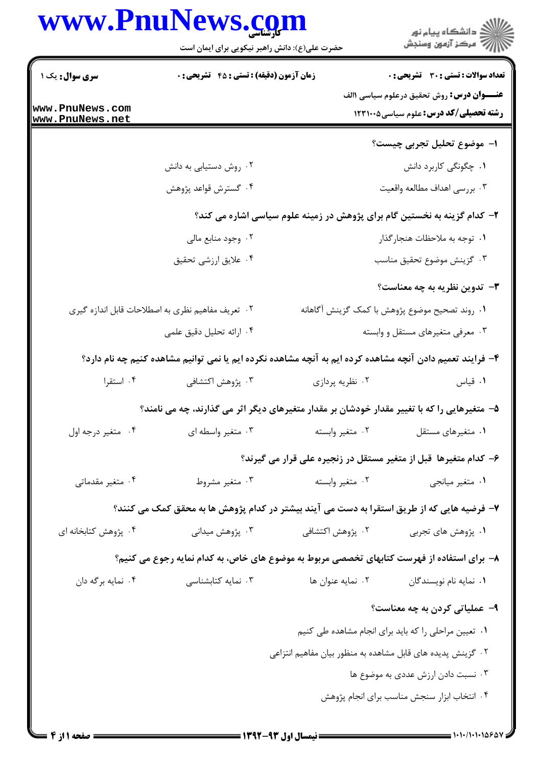**سری سوال:** یک ۱

**زمان آزمون (دقیقه) : تستی : ۴۵ تشریحی : ۰**

**تعداد سوالات : تستی : ۳۰ تشریحی : ۰**

**عنـــوان درس:** روش تحقیق درعلوم سیاسی ۱الف

**رشته تحصیلی/کد درس:** علوم سیاسی ۱۲۳۱۰۰۵

**۱- موضوع تحلیل تجربی چیست؟**

۱. چگونگی کاربرد دانش
۲. روش دستیابی به دانش
۳. بررسی اهداف مطالعه واقعیت
۴. گسترش قواعد پژوهش

**۲- کدام گزینه به نخستین گام برای پژوهش در زمینه علوم سیاسی اشاره می کند؟**

۱. توجه به ملاحظات هنجارگذار
۲. وجود منابع مالی
۳. گزینش موضوع تحقیق مناسب
۴. علایق ارزشی تحقیق

**۳- تدوین نظریه به چه معناست؟**

۱. روند تصحیح موضوع پژوهش با کمک گزینش آگاهانه
۲. تعریف مفاهیم نظری به اصطلاحات قابل اندازه گیری
۳. معرفی متغیرهای مستقل و وابسته
۴. ارائه تحلیل دقیق علمی

**۴- فرایند تعمیم دادن آنچه مشاهده کرده ایم به آنچه مشاهده نکرده ایم یا نمی توانیم مشاهده کنیم چه نام دارد؟**

۱. قیاس
۲. نظریه پردازی
۳. پژوهش اکتشافی
۴. استقرا

**۵- متغیرهایی را که با تغییر مقدار خودشان بر مقدار متغیرهای دیگر اثر می گذارند، چه می نامند؟**

۱. متغیرهای مستقل
۲. متغیر وابسته
۳. متغیر واسطه ای
۴. متغیر درجه اول

**۶- کدام متغیرها قبل از متغیر مستقل در زنجیره علی قرار می گیرند؟**

۱. متغیر میانجی
۲. متغیر وابسته
۳. متغیر مشروط
۴. متغیر مقدماتی

**۷- فرضیه هایی که از طریق استقرا به دست می آیند بیشتر در کدام پژوهش ها به محقق کمک می کنند؟**

۱. پژوهش های تجربی
۲. پژوهش اکتشافی
۳. پژوهش میدانی
۴. پژوهش کتابخانه ای

**۸- برای استفاده از فهرست کتابهای تخصصی مربوط به موضوع های خاص، به کدام نمایه رجوع می کنیم؟**

۱. نمایه نام نویسندگان
۲. نمایه عنوان ها
۳. نمایه کتابشناسی
۴. نمایه برگه دان

**۹- عملیاتی کردن به چه معناست؟**

۱. تعیین مراحلی را که باید برای انجام مشاهده طی کنیم
۲. گزینش پدیده های قابل مشاهده به منظور بیان مفاهیم انتزاعی
۳. نسبت دادن ارزش عددی به موضوع ها
۴. انتخاب ابزار سنجش مناسب برای انجام پژوهش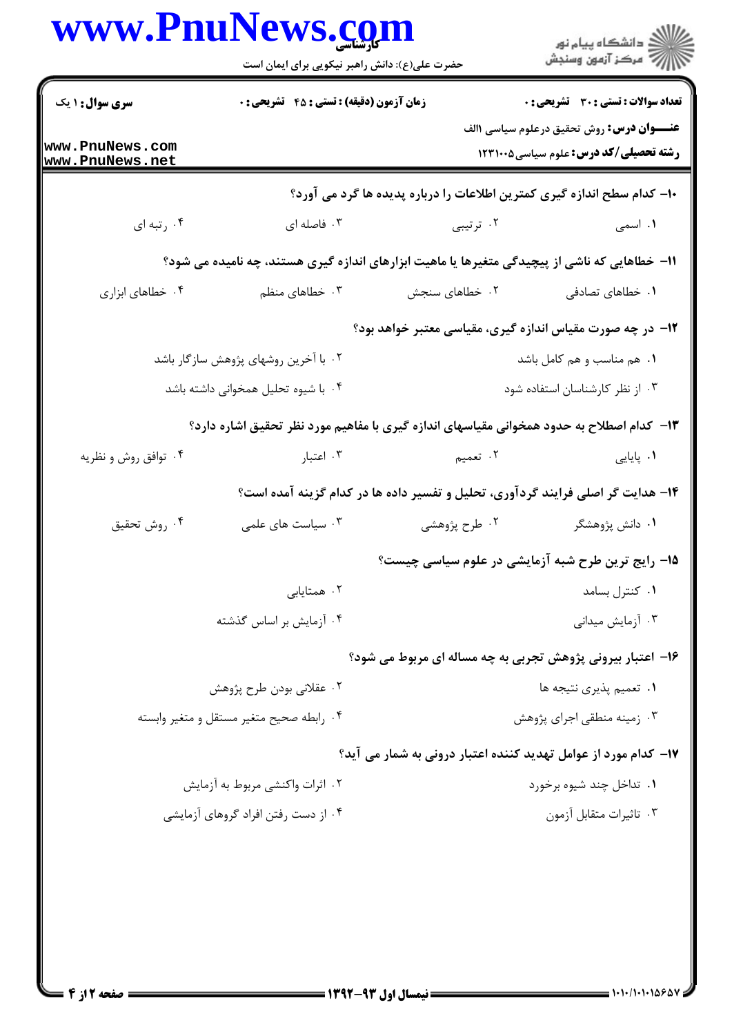۱۰- کدام سطح اندازه گیری کمترین اطلاعات را درباره پدیده ها گرد می آورد؟

۱. اسمی
۲. ترتیبی
۳. فاصله ای
۴. رتبه ای

۱۱- خطاهایی که ناشی از پیچیدگی متغیرها یا ماهیت ابزارهای اندازه گیری هستند، چه نامیده می شود؟

۱. خطاهای تصادفی
۲. خطاهای سنجش
۳. خطاهای منظم
۴. خطاهای ابزاری

۱۲- در چه صورت مقیاس اندازه گیری، مقیاسی معتبر خواهد بود؟

۱. هم مناسب و هم کامل باشد
۲. با آخرین روشهای پژوهش سازگار باشد
۳. از نظر کارشناسان استفاده شود
۴. با شیوه تحلیل همخوانی داشته باشد

۱۳- کدام اصطلاح به حدود همخوانی مقیاسهای اندازه گیری با مفاهیم مورد نظر تحقیق اشاره دارد؟

۱. پایایی
۲. تعمیم
۳. اعتبار
۴. توافق روش و نظریه

۱۴- هدایت گر اصلی فرایند گردآوری، تحلیل و تفسیر داده ها در کدام گزینه آمده است؟

۱. دانش پژوهشگر
۲. طرح پژوهشی
۳. سیاست های علمی
۴. روش تحقیق

۱۵- رایج ترین طرح شبه آزمایشی در علوم سیاسی چیست؟

۱. کنترل بسامد
۲. همتایابی
۳. آزمایش میدانی
۴. آزمایش بر اساس گذشته

۱۶- اعتبار بیرونی پژوهش تجربی به چه مساله ای مربوط می شود؟

۱. تعمیم پذیری نتیجه ها
۲. عقلائی بودن طرح پژوهش
۳. زمینه منطقی اجرای پژوهش
۴. رابطه صحیح متغیر مستقل و متغیر وابسته

۱۷- کدام مورد از عوامل تهدید کننده اعتبار درونی به شمار می آید؟

۱. تداخل چند شیوه برخورد
۲. اثرات واکنشی مربوط به آزمایش
۳. تاثیرات متقابل آزمون
۴. از دست رفتن افراد گروهای آزمایشی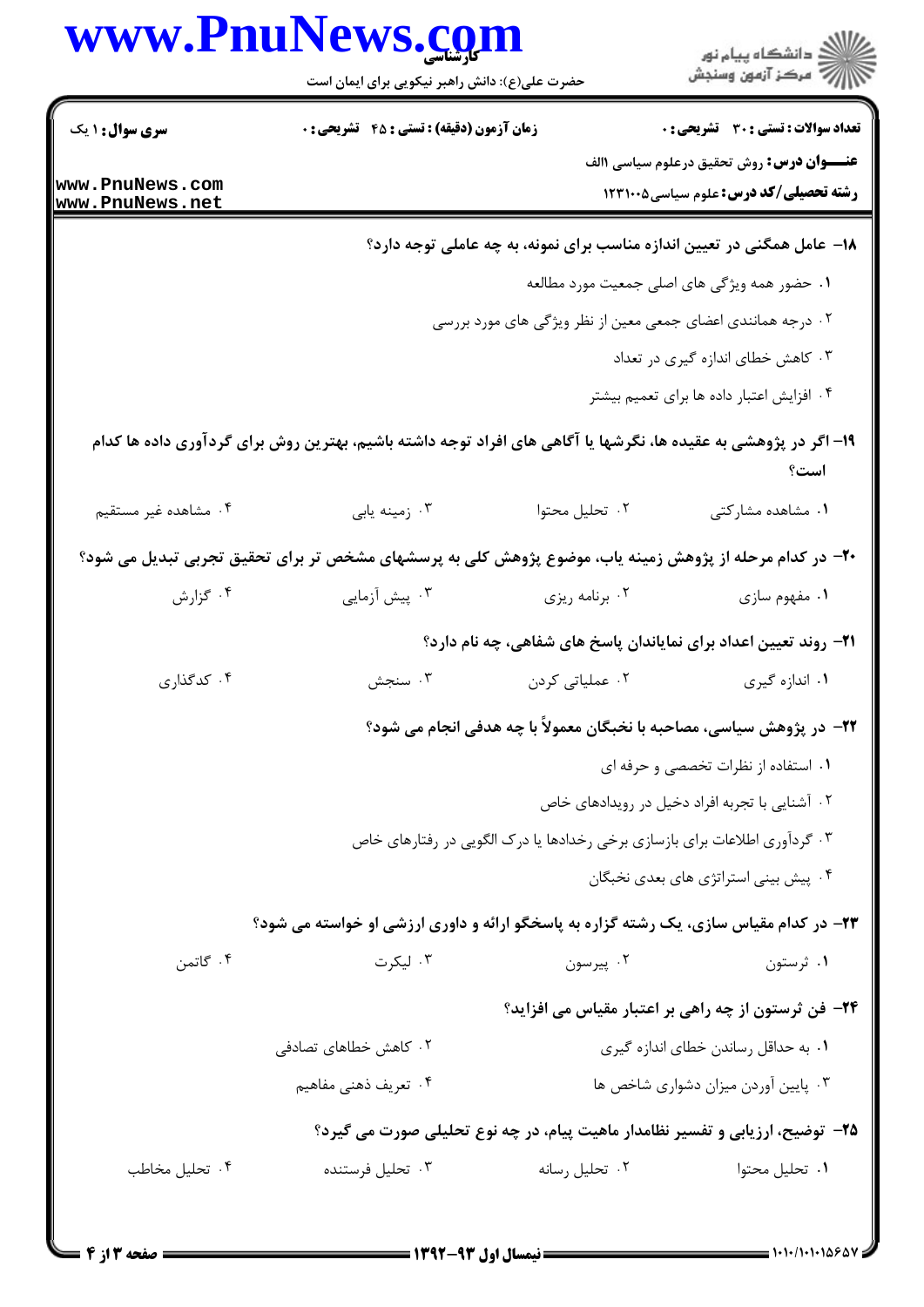۱۸- عامل همگنی در تعیین اندازه مناسب برای نمونه، به چه عاملی توجه دارد؟

۱. حضور همه ویژگی های اصلی جمعیت مورد مطالعه

۲. درجه همانندی اعضای جمعی معین از نظر ویژگی های مورد بررسی

۳. کاهش خطای اندازه گیری در تعداد

۴. افزایش اعتبار داده ها برای تعمیم بیشتر

۱۹- اگر در پژوهشی به عقیده ها، نگرشها یا آگاهی های افراد توجه داشته باشیم، بهترین روش برای گردآوری داده ها کدام است؟

۱. مشاهده مشارکتی ۲. تحلیل محتوا ۳. زمینه یابی ۴. مشاهده غیر مستقیم

۲۰- در کدام مرحله از پژوهش زمینه یاب، موضوع پژوهش کلی به پرسشهای مشخص تر برای تحقیق تجربی تبدیل می شود؟

۱. مفهوم سازی ۲. برنامه ریزی ۳. پیش آزمایی ۴. گزارش

۲۱- روند تعیین اعداد برای نمایاندان پاسخ های شفاهی، چه نام دارد؟

۱. اندازه گیری ۲. عملیاتی کردن ۳. سنجش ۴. کدگذاری

۲۲- در پژوهش سیاسی، مصاحبه با نخبگان معمولاً با چه هدفی انجام می شود؟

۱. استفاده از نظرات تخصصی و حرفه ای

۲. آشنایی با تجربه افراد دخیل در رویدادهای خاص

۳. گردآوری اطلاعات برای بازسازی برخی رخدادها یا درک الگویی در رفتارهای خاص

۴. پیش بینی استراتژی های بعدی نخبگان

۲۳- در کدام مقیاس سازی، یک رشته گزاره به پاسخگو ارائه و داوری ارزشی او خواسته می شود؟

۱. ثرستون ۲. پیرسون ۳. لیکرت ۴. گاتمن

۲۴- فن ثرستون از چه راهی بر اعتبار مقیاس می افزاید؟

۱. به حداقل رساندن خطای اندازه گیری

۲. کاهش خطاهای تصادفی

۳. پایین آوردن میزان دشواری شاخص ها

۴. تعریف ذهنی مفاهیم

۲۵- توضیح، ارزیابی و تفسیر نظامدار ماهیت پیام، در چه نوع تحلیلی صورت می گیرد؟

۱. تحلیل محتوا ۲. تحلیل رسانه ۳. تحلیل فرستنده ۴. تحلیل مخاطب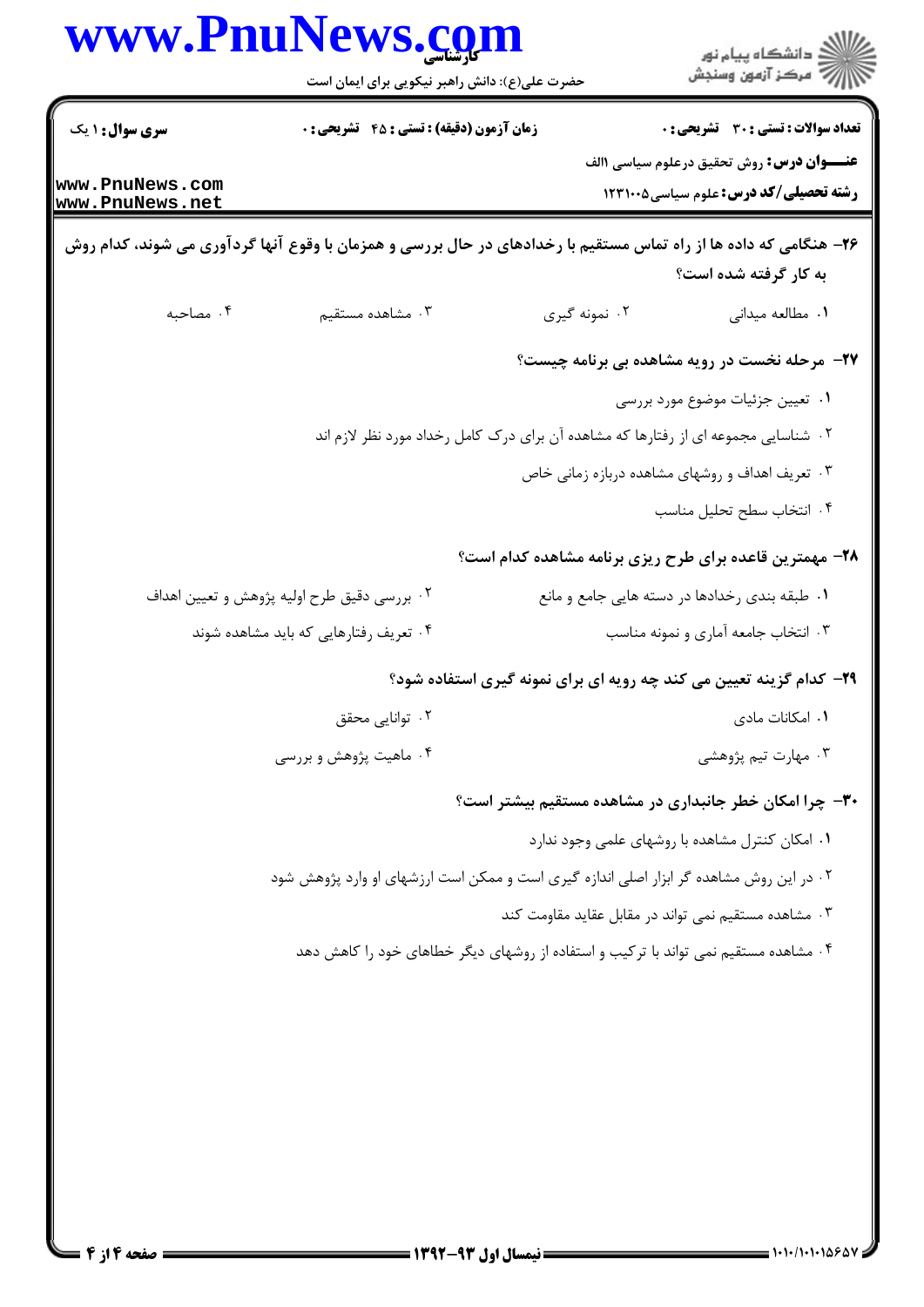۲۶- هنگامی که داده ها از راه تماس مستقیم با رخدادهای در حال بررسی و همزمان با وقوع آنها گردآوری می شوند، کدام روش به کار گرفته شده است؟

۱. مطالعه میدانی
۲. نمونه گیری
۳. مشاهده مستقیم
۴. مصاحبه

۲۷- مرحله نخست در رویه مشاهده بی برنامه چیست؟

۱. تعیین جزئیات موضوع مورد بررسی
۲. شناسایی مجموعه ای از رفتارها که مشاهده آن برای درک کامل رخداد مورد نظر لازم اند
۳. تعریف اهداف و روشهای مشاهده دربازه زمانی خاص
۴. انتخاب سطح تحلیل مناسب

۲۸- مهمترین قاعده برای طرح ریزی برنامه مشاهده کدام است؟

۱. طبقه بندی رخدادها در دسته هایی جامع و مانع
۲. بررسی دقیق طرح اولیه پژوهش و تعیین اهداف
۳. انتخاب جامعه آماری و نمونه مناسب
۴. تعریف رفتارهایی که باید مشاهده شوند

۲۹- کدام گزینه تعیین می کند چه رویه ای برای نمونه گیری استفاده شود؟

۱. امکانات مادی
۲. توانایی محقق
۳. مهارت تیم پژوهشی
۴. ماهیت پژوهش و بررسی

۳۰- چرا امکان خطر جانبداری در مشاهده مستقیم بیشتر است؟

۱. امکان کنترل مشاهده با روشهای علمی وجود ندارد
۲. در این روش مشاهده گر ابزار اصلی اندازه گیری است و ممکن است ارزشهای او وارد پژوهش شود
۳. مشاهده مستقیم نمی تواند در مقابل عقاید مقاومت کند
۴. مشاهده مستقیم نمی تواند با ترکیب و استفاده از روشهای دیگر خطاهای خود را کاهش دهد